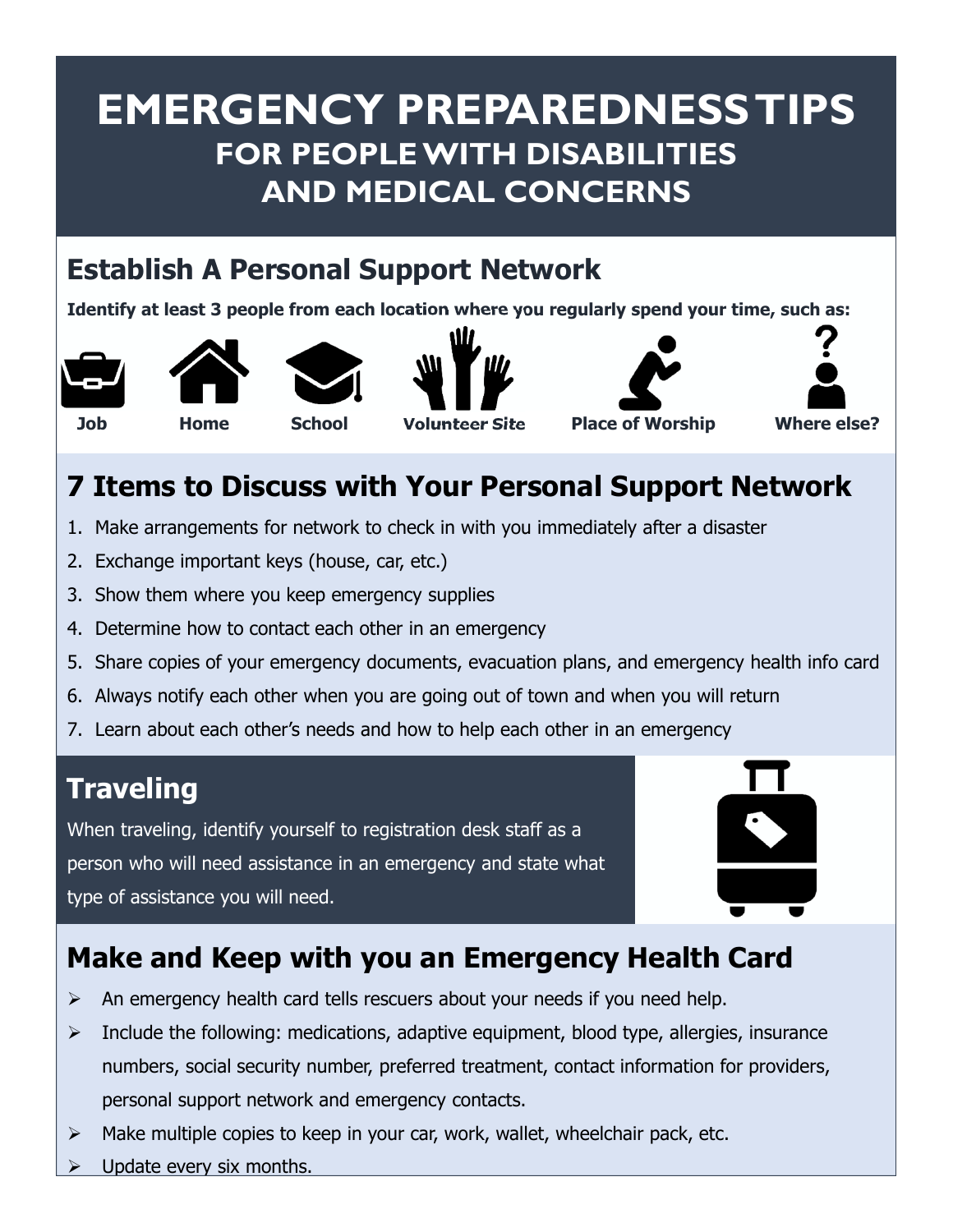# EMERGENCY PREPAREDNESS TIPS

## FOR PEOPLE WITH DISABILITIES AND MEDICAL CONCERNS

## Establish A Personal Support Network

**Identify at least 3 people from each location where you regularly spend your time, such as:**

**Job** **Home** **School** **Volunteer Site** **Place of Worship** **Where else?**

## 7 Items to Discuss with Your Personal Support Network

1. Make arrangements for network to check in with you immediately after a disaster
2. Exchange important keys (house, car, etc.)
3. Show them where you keep emergency supplies
4. Determine how to contact each other in an emergency
5. Share copies of your emergency documents, evacuation plans, and emergency health info card
6. Always notify each other when you are going out of town and when you will return
7. Learn about each other's needs and how to help each other in an emergency

## Traveling

When traveling, identify yourself to registration desk staff as a person who will need assistance in an emergency and state what type of assistance you will need.

## Make and Keep with you an Emergency Health Card

- An emergency health card tells rescuers about your needs if you need help.
- Include the following: medications, adaptive equipment, blood type, allergies, insurance numbers, social security number, preferred treatment, contact information for providers, personal support network and emergency contacts.
- Make multiple copies to keep in your car, work, wallet, wheelchair pack, etc.
- Update every six months.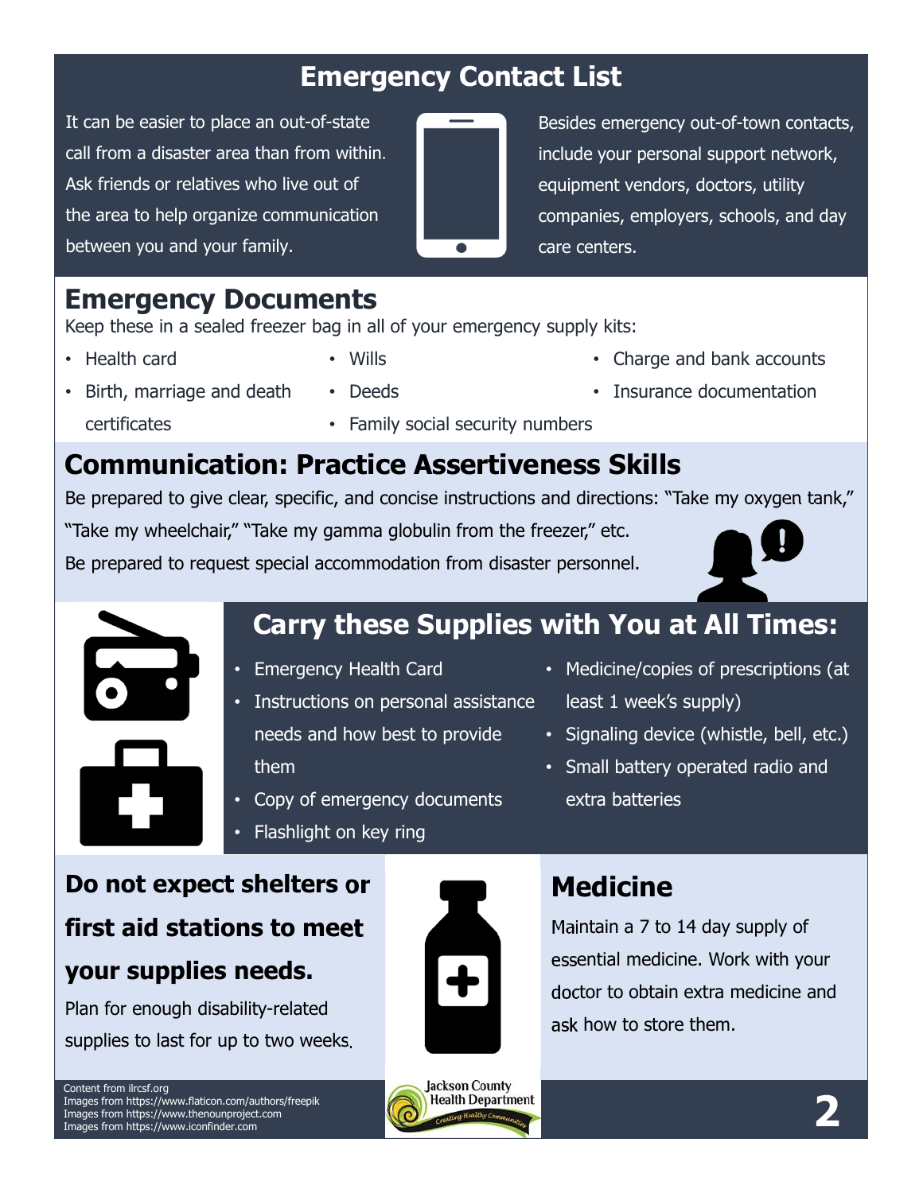# Emergency Contact List

It can be easier to place an out-of-state call from a disaster area than from within. Ask friends or relatives who live out of the area to help organize communication between you and your family.

Besides emergency out-of-town contacts, include your personal support network, equipment vendors, doctors, utility companies, employers, schools, and day care centers.

## Emergency Documents

Keep these in a sealed freezer bag in all of your emergency supply kits:

- Health card
- Birth, marriage and death certificates
- Wills
- Deeds
- Family social security numbers
- Charge and bank accounts
- Insurance documentation

## Communication: Practice Assertiveness Skills

Be prepared to give clear, specific, and concise instructions and directions: "Take my oxygen tank," "Take my wheelchair," "Take my gamma globulin from the freezer," etc.

Be prepared to request special accommodation from disaster personnel.

## Carry these Supplies with You at All Times:

- Emergency Health Card
- Instructions on personal assistance needs and how best to provide them
- Copy of emergency documents
- Flashlight on key ring
- Medicine/copies of prescriptions (at least 1 week's supply)
- Signaling device (whistle, bell, etc.)
- Small battery operated radio and extra batteries

## Do not expect shelters or first aid stations to meet your supplies needs.

Plan for enough disability-related supplies to last for up to two weeks.

## Medicine

Maintain a 7 to 14 day supply of essential medicine. Work with your doctor to obtain extra medicine and ask how to store them.

Content from ilrcsf.org
Images from https://www.flaticon.com/authors/freepik
Images from https://www.thenounproject.com
Images from https://www.iconfinder.com

Jackson County Health Department — Creating Healthy Communities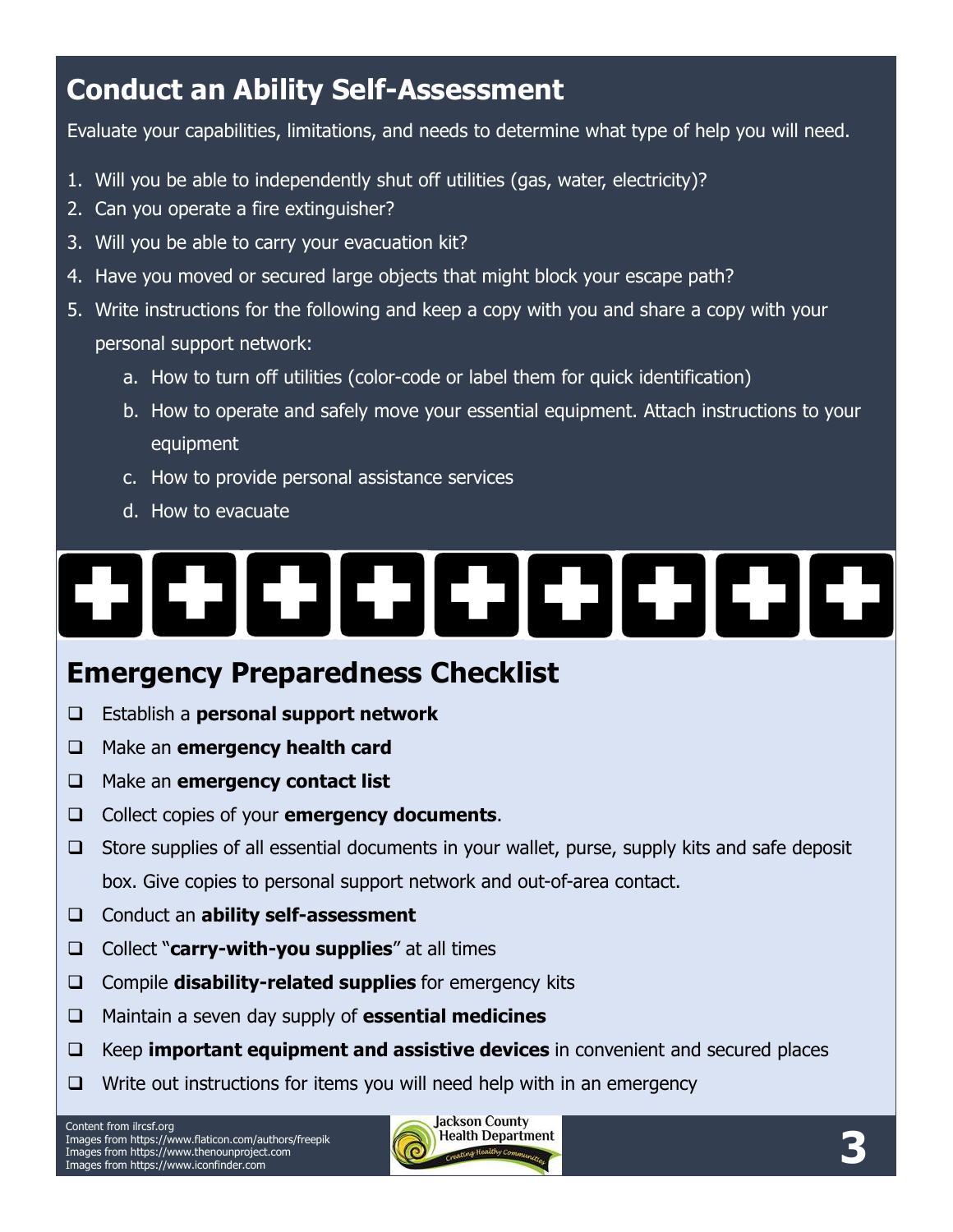## Conduct an Ability Self-Assessment

Evaluate your capabilities, limitations, and needs to determine what type of help you will need.

1. Will you be able to independently shut off utilities (gas, water, electricity)?
2. Can you operate a fire extinguisher?
3. Will you be able to carry your evacuation kit?
4. Have you moved or secured large objects that might block your escape path?
5. Write instructions for the following and keep a copy with you and share a copy with your personal support network:
   a. How to turn off utilities (color-code or label them for quick identification)
   b. How to operate and safely move your essential equipment. Attach instructions to your equipment
   c. How to provide personal assistance services
   d. How to evacuate

## Emergency Preparedness Checklist

- ❑ Establish a **personal support network**
- ❑ Make an **emergency health card**
- ❑ Make an **emergency contact list**
- ❑ Collect copies of your **emergency documents**.
- ❑ Store supplies of all essential documents in your wallet, purse, supply kits and safe deposit box. Give copies to personal support network and out-of-area contact.
- ❑ Conduct an **ability self-assessment**
- ❑ Collect "**carry-with-you supplies**" at all times
- ❑ Compile **disability-related supplies** for emergency kits
- ❑ Maintain a seven day supply of **essential medicines**
- ❑ Keep **important equipment and assistive devices** in convenient and secured places
- ❑ Write out instructions for items you will need help with in an emergency

Content from ilrcsf.org
Images from https://www.flaticon.com/authors/freepik
Images from https://www.thenounproject.com
Images from https://www.iconfinder.com

Jackson County Health Department
Creating Healthy Communities